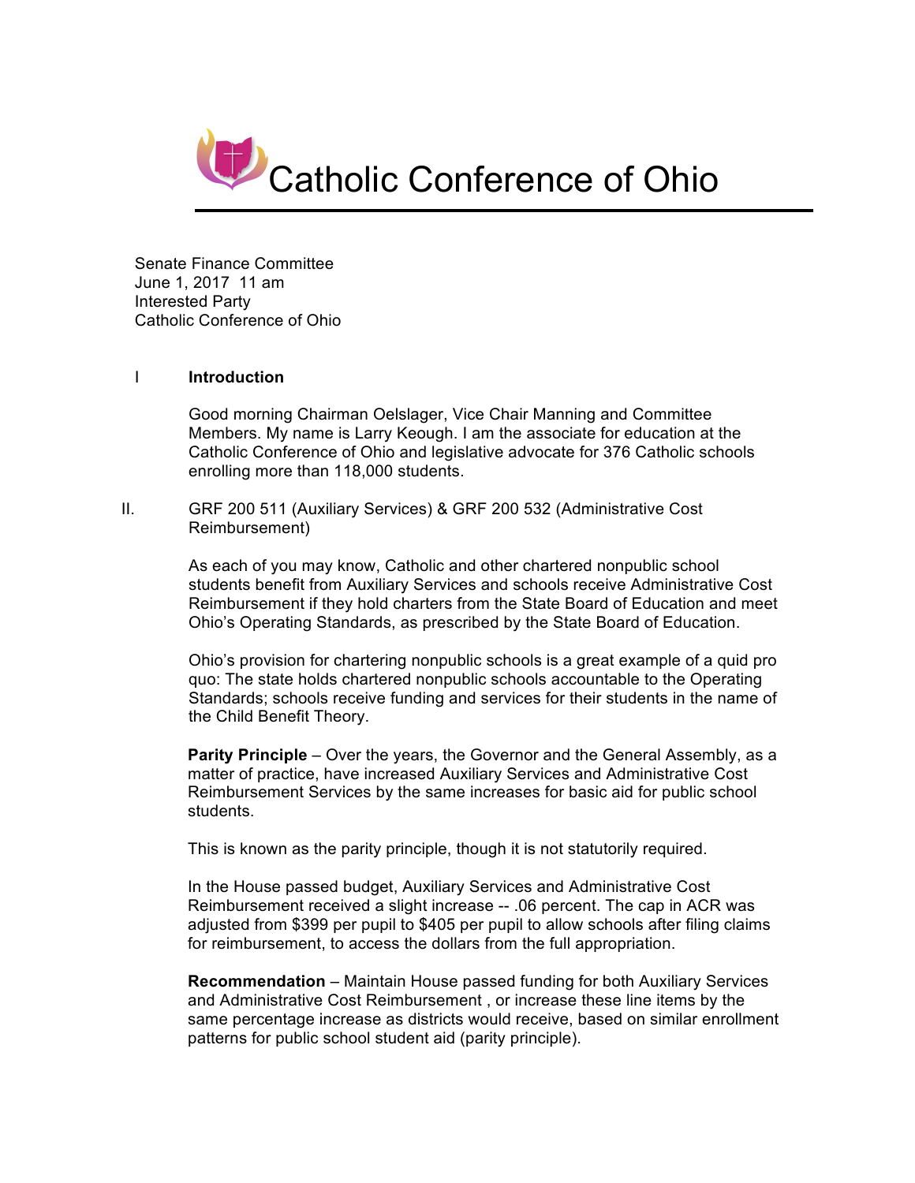# Catholic Conference of Ohio

Senate Finance Committee
June 1, 2017 11 am
Interested Party
Catholic Conference of Ohio

## I Introduction

Good morning Chairman Oelslager, Vice Chair Manning and Committee Members. My name is Larry Keough. I am the associate for education at the Catholic Conference of Ohio and legislative advocate for 376 Catholic schools enrolling more than 118,000 students.

## II. GRF 200 511 (Auxiliary Services) & GRF 200 532 (Administrative Cost Reimbursement)

As each of you may know, Catholic and other chartered nonpublic school students benefit from Auxiliary Services and schools receive Administrative Cost Reimbursement if they hold charters from the State Board of Education and meet Ohio's Operating Standards, as prescribed by the State Board of Education.

Ohio's provision for chartering nonpublic schools is a great example of a quid pro quo: The state holds chartered nonpublic schools accountable to the Operating Standards; schools receive funding and services for their students in the name of the Child Benefit Theory.

**Parity Principle** – Over the years, the Governor and the General Assembly, as a matter of practice, have increased Auxiliary Services and Administrative Cost Reimbursement Services by the same increases for basic aid for public school students.

This is known as the parity principle, though it is not statutorily required.

In the House passed budget, Auxiliary Services and Administrative Cost Reimbursement received a slight increase -- .06 percent. The cap in ACR was adjusted from $399 per pupil to $405 per pupil to allow schools after filing claims for reimbursement, to access the dollars from the full appropriation.

**Recommendation** – Maintain House passed funding for both Auxiliary Services and Administrative Cost Reimbursement , or increase these line items by the same percentage increase as districts would receive, based on similar enrollment patterns for public school student aid (parity principle).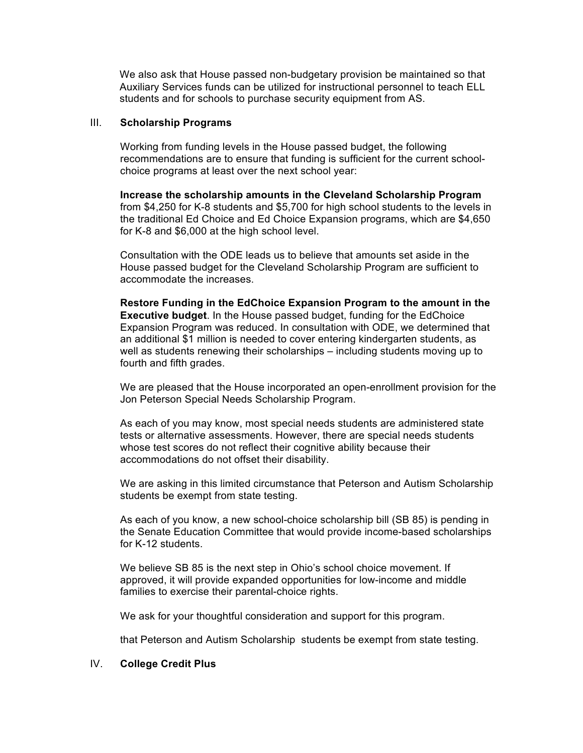We also ask that House passed non-budgetary provision be maintained so that Auxiliary Services funds can be utilized for instructional personnel to teach ELL students and for schools to purchase security equipment from AS.

III. **Scholarship Programs**

Working from funding levels in the House passed budget, the following recommendations are to ensure that funding is sufficient for the current school-choice programs at least over the next school year:

**Increase the scholarship amounts in the Cleveland Scholarship Program** from $4,250 for K-8 students and $5,700 for high school students to the levels in the traditional Ed Choice and Ed Choice Expansion programs, which are $4,650 for K-8 and $6,000 at the high school level.

Consultation with the ODE leads us to believe that amounts set aside in the House passed budget for the Cleveland Scholarship Program are sufficient to accommodate the increases.

**Restore Funding in the EdChoice Expansion Program to the amount in the Executive budget**. In the House passed budget, funding for the EdChoice Expansion Program was reduced. In consultation with ODE, we determined that an additional $1 million is needed to cover entering kindergarten students, as well as students renewing their scholarships – including students moving up to fourth and fifth grades.

We are pleased that the House incorporated an open-enrollment provision for the Jon Peterson Special Needs Scholarship Program.

As each of you may know, most special needs students are administered state tests or alternative assessments. However, there are special needs students whose test scores do not reflect their cognitive ability because their accommodations do not offset their disability.

We are asking in this limited circumstance that Peterson and Autism Scholarship students be exempt from state testing.

As each of you know, a new school-choice scholarship bill (SB 85) is pending in the Senate Education Committee that would provide income-based scholarships for K-12 students.

We believe SB 85 is the next step in Ohio's school choice movement. If approved, it will provide expanded opportunities for low-income and middle families to exercise their parental-choice rights.

We ask for your thoughtful consideration and support for this program.

that Peterson and Autism Scholarship students be exempt from state testing.

IV. **College Credit Plus**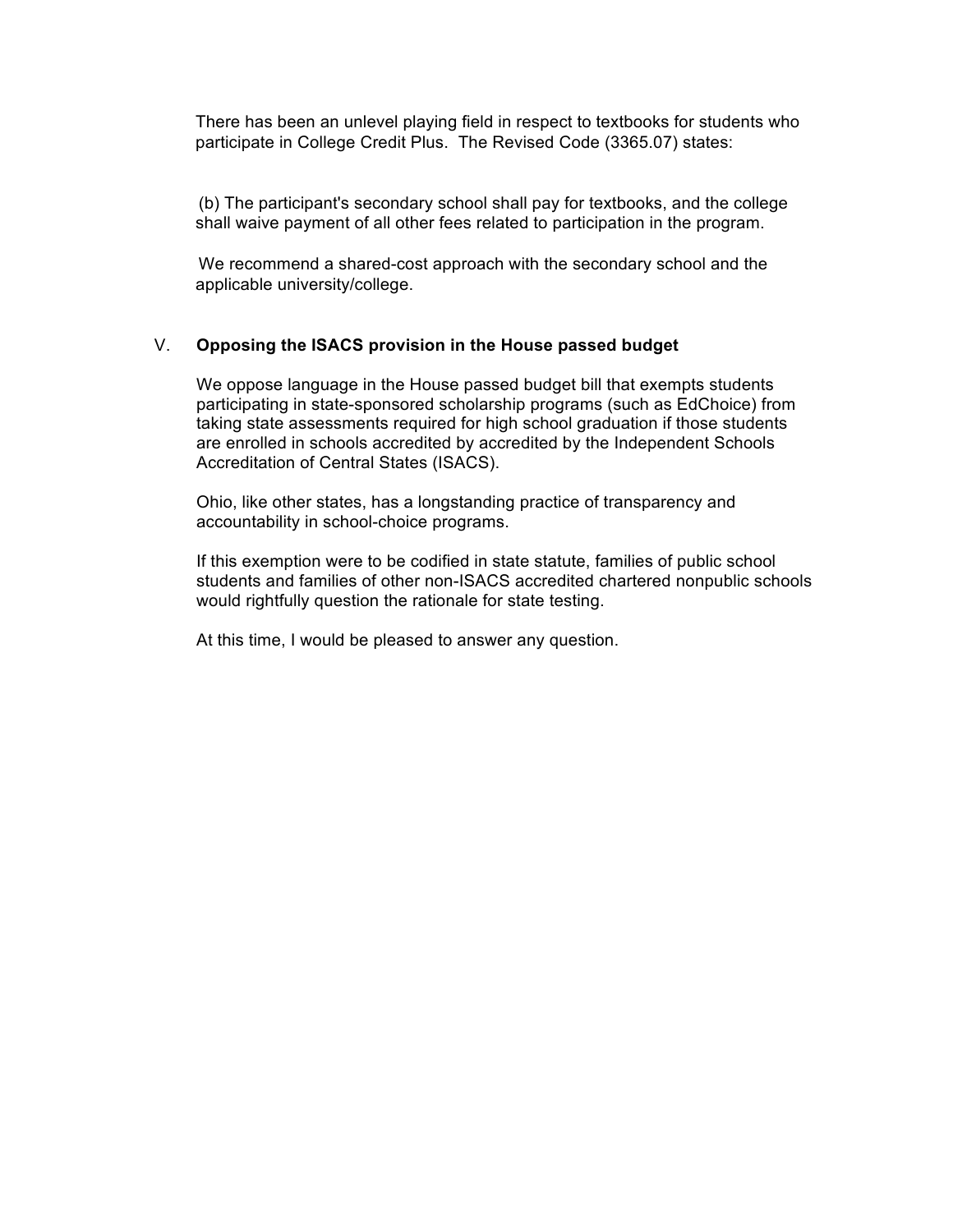There has been an unlevel playing field in respect to textbooks for students who participate in College Credit Plus. The Revised Code (3365.07) states:

(b) The participant's secondary school shall pay for textbooks, and the college shall waive payment of all other fees related to participation in the program.

We recommend a shared-cost approach with the secondary school and the applicable university/college.

## V. **Opposing the ISACS provision in the House passed budget**

We oppose language in the House passed budget bill that exempts students participating in state-sponsored scholarship programs (such as EdChoice) from taking state assessments required for high school graduation if those students are enrolled in schools accredited by accredited by the Independent Schools Accreditation of Central States (ISACS).

Ohio, like other states, has a longstanding practice of transparency and accountability in school-choice programs.

If this exemption were to be codified in state statute, families of public school students and families of other non-ISACS accredited chartered nonpublic schools would rightfully question the rationale for state testing.

At this time, I would be pleased to answer any question.